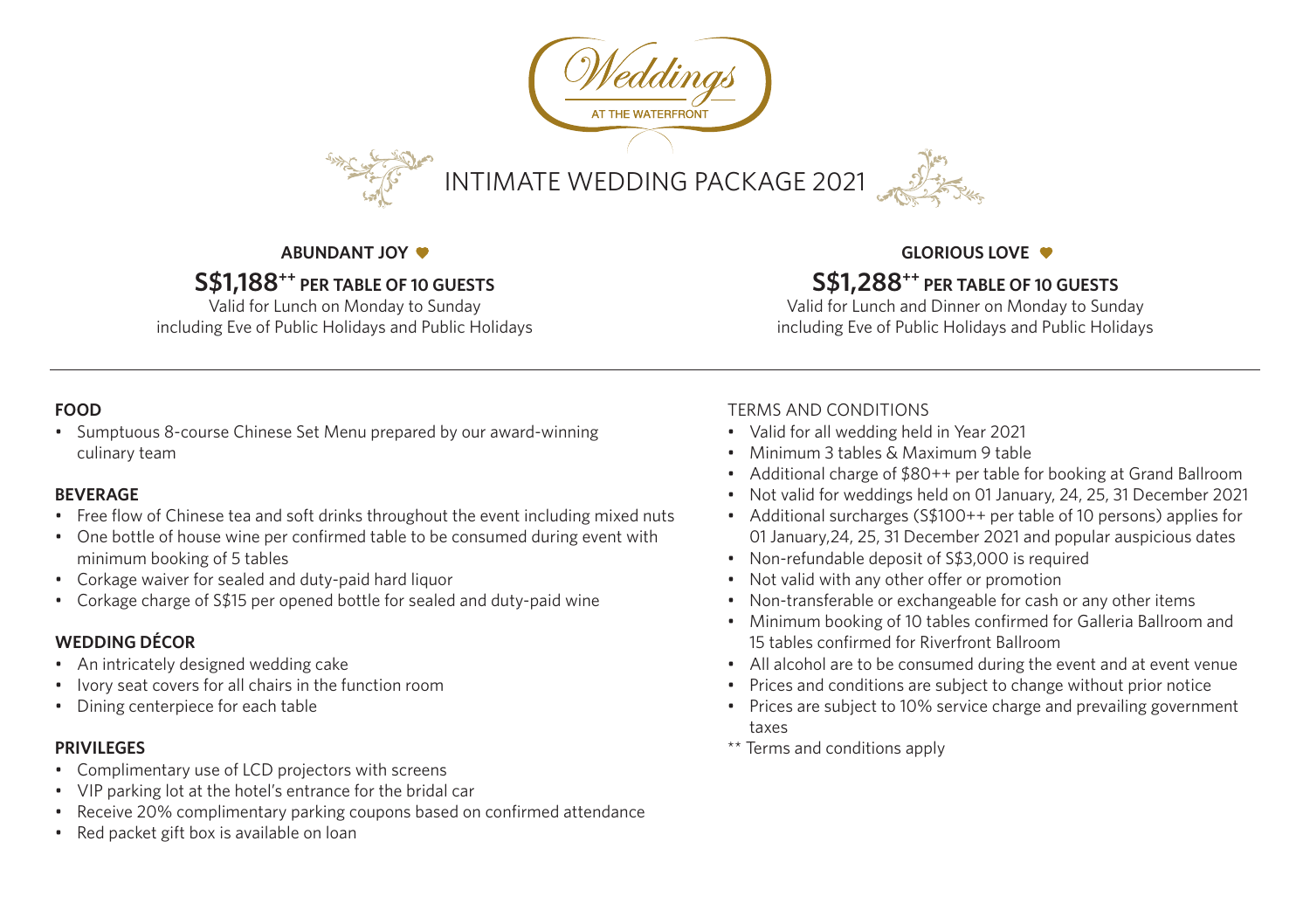# Weddings AT THE WATERFRONT

## INTIMATE WEDDING PACKAGE 2021

**ABUNDANT JOY**

**S$1,188++ PER TABLE OF 10 GUESTS**

Valid for Lunch on Monday to Sunday including Eve of Public Holidays and Public Holidays

**GLORIOUS LOVE**

**S$1,288++ PER TABLE OF 10 GUESTS**

Valid for Lunch and Dinner on Monday to Sunday including Eve of Public Holidays and Public Holidays

### FOOD

- Sumptuous 8-course Chinese Set Menu prepared by our award-winning culinary team

### BEVERAGE

- Free flow of Chinese tea and soft drinks throughout the event including mixed nuts
- One bottle of house wine per confirmed table to be consumed during event with minimum booking of 5 tables
- Corkage waiver for sealed and duty-paid hard liquor
- Corkage charge of S$15 per opened bottle for sealed and duty-paid wine

### WEDDING DÉCOR

- An intricately designed wedding cake
- Ivory seat covers for all chairs in the function room
- Dining centerpiece for each table

### PRIVILEGES

- Complimentary use of LCD projectors with screens
- VIP parking lot at the hotel's entrance for the bridal car
- Receive 20% complimentary parking coupons based on confirmed attendance
- Red packet gift box is available on loan

### TERMS AND CONDITIONS

- Valid for all wedding held in Year 2021
- Minimum 3 tables & Maximum 9 table
- Additional charge of $80++ per table for booking at Grand Ballroom
- Not valid for weddings held on 01 January, 24, 25, 31 December 2021
- Additional surcharges (S$100++ per table of 10 persons) applies for 01 January,24, 25, 31 December 2021 and popular auspicious dates
- Non-refundable deposit of S$3,000 is required
- Not valid with any other offer or promotion
- Non-transferable or exchangeable for cash or any other items
- Minimum booking of 10 tables confirmed for Galleria Ballroom and 15 tables confirmed for Riverfront Ballroom
- All alcohol are to be consumed during the event and at event venue
- Prices and conditions are subject to change without prior notice
- Prices are subject to 10% service charge and prevailing government taxes

** Terms and conditions apply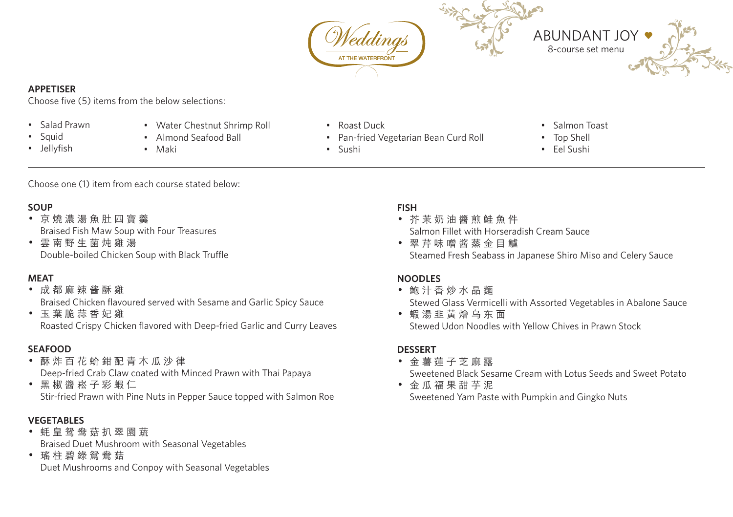Weddings AT THE WATERFRONT

# ABUNDANT JOY ♥

8-course set menu

## APPETISER

Choose five (5) items from the below selections:

- Salad Prawn
- Squid
- Jellyfish
- Water Chestnut Shrimp Roll
- Almond Seafood Ball
- Maki
- Roast Duck
- Pan-fried Vegetarian Bean Curd Roll
- Sushi
- Salmon Toast
- Top Shell
- Eel Sushi

---

Choose one (1) item from each course stated below:

## SOUP

- 京 燒 濃 湯 魚 肚 四 寶 羹
  Braised Fish Maw Soup with Four Treasures
- 雲 南 野 生 菌 炖 雞 湯
  Double-boiled Chicken Soup with Black Truffle

## MEAT

- 成 都 麻 辣 酱 酥 雞
  Braised Chicken flavoured served with Sesame and Garlic Spicy Sauce
- 玉 葉 脆 蒜 香 妃 雞
  Roasted Crispy Chicken flavored with Deep-fried Garlic and Curry Leaves

## SEAFOOD

- 酥 炸 百 花 蚧 鉗 配 青 木 瓜 沙 律
  Deep-fried Crab Claw coated with Minced Prawn with Thai Papaya
- 黑 椒 醬 崧 子 彩 蝦 仁
  Stir-fried Prawn with Pine Nuts in Pepper Sauce topped with Salmon Roe

## VEGETABLES

- 蚝 皇 鸳 鸯 菇 扒 翠 園 蔬
  Braised Duet Mushroom with Seasonal Vegetables
- 瑤 柱 碧 綠 鴛 鴦 菇
  Duet Mushrooms and Conpoy with Seasonal Vegetables

## FISH

- 芥 茉 奶 油 醬 煎 鮭 魚 件
  Salmon Fillet with Horseradish Cream Sauce
- 翠 芹 味 噌 酱 蒸 金 目 鱸
  Steamed Fresh Seabass in Japanese Shiro Miso and Celery Sauce

## NOODLES

- 鮑 汁 香 炒 水 晶 麵
  Stewed Glass Vermicelli with Assorted Vegetables in Abalone Sauce
- 蝦 湯 韭 黃 燴 乌 东 面
  Stewed Udon Noodles with Yellow Chives in Prawn Stock

## DESSERT

- 金 薯 蓮 子 芝 麻 露
  Sweetened Black Sesame Cream with Lotus Seeds and Sweet Potato
- 金 瓜 福 果 甜 芋 泥
  Sweetened Yam Paste with Pumpkin and Gingko Nuts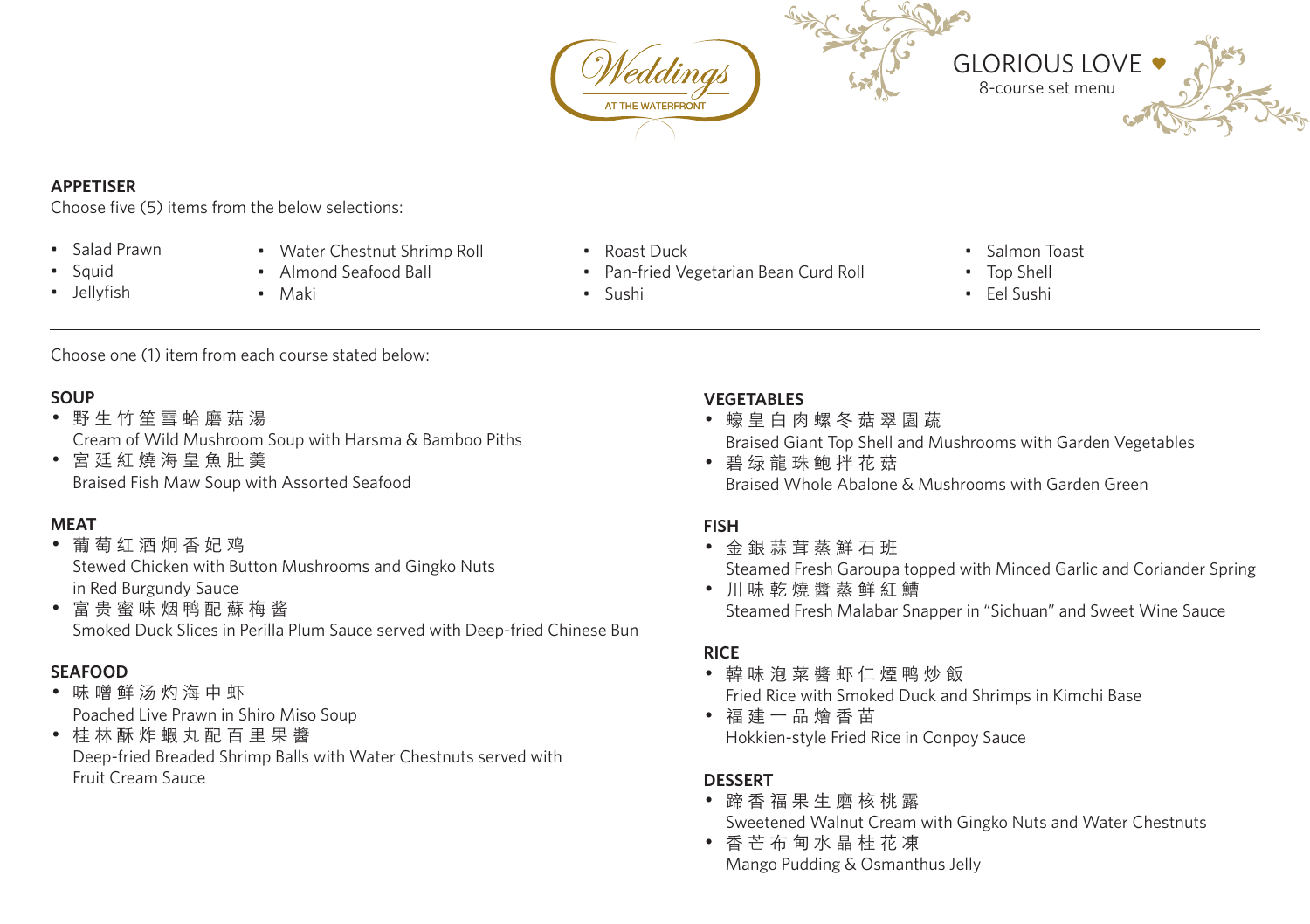Weddings AT THE WATERFRONT

# GLORIOUS LOVE ♥

8-course set menu

## APPETISER

Choose five (5) items from the below selections:

- Salad Prawn
- Squid
- Jellyfish
- Water Chestnut Shrimp Roll
- Almond Seafood Ball
- Maki
- Roast Duck
- Pan-fried Vegetarian Bean Curd Roll
- Sushi
- Salmon Toast
- Top Shell
- Eel Sushi

---

Choose one (1) item from each course stated below:

## SOUP

- 野生竹笙雪蛤磨菇湯
  Cream of Wild Mushroom Soup with Harsma & Bamboo Piths
- 宮廷紅燒海皇魚肚羹
  Braised Fish Maw Soup with Assorted Seafood

## MEAT

- 葡萄红酒炯香妃鸡
  Stewed Chicken with Button Mushrooms and Gingko Nuts in Red Burgundy Sauce
- 富贵蜜味烟鸭配蘇梅酱
  Smoked Duck Slices in Perilla Plum Sauce served with Deep-fried Chinese Bun

## SEAFOOD

- 味噌鲜汤灼海中虾
  Poached Live Prawn in Shiro Miso Soup
- 桂林酥炸蝦丸配百里果醬
  Deep-fried Breaded Shrimp Balls with Water Chestnuts served with Fruit Cream Sauce

## VEGETABLES

- 蠔皇白肉螺冬菇翠園蔬
  Braised Giant Top Shell and Mushrooms with Garden Vegetables
- 碧绿龍珠鲍拌花菇
  Braised Whole Abalone & Mushrooms with Garden Green

## FISH

- 金銀蒜茸蒸鲜石班
  Steamed Fresh Garoupa topped with Minced Garlic and Coriander Spring
- 川味乾燒醬蒸鲜紅鱒
  Steamed Fresh Malabar Snapper in "Sichuan" and Sweet Wine Sauce

## RICE

- 韓味泡菜醬虾仁煙鸭炒飯
  Fried Rice with Smoked Duck and Shrimps in Kimchi Base
- 福建一品燴香苗
  Hokkien-style Fried Rice in Conpoy Sauce

## DESSERT

- 蹄香福果生磨核桃露
  Sweetened Walnut Cream with Gingko Nuts and Water Chestnuts
- 香芒布甸水晶桂花凍
  Mango Pudding & Osmanthus Jelly